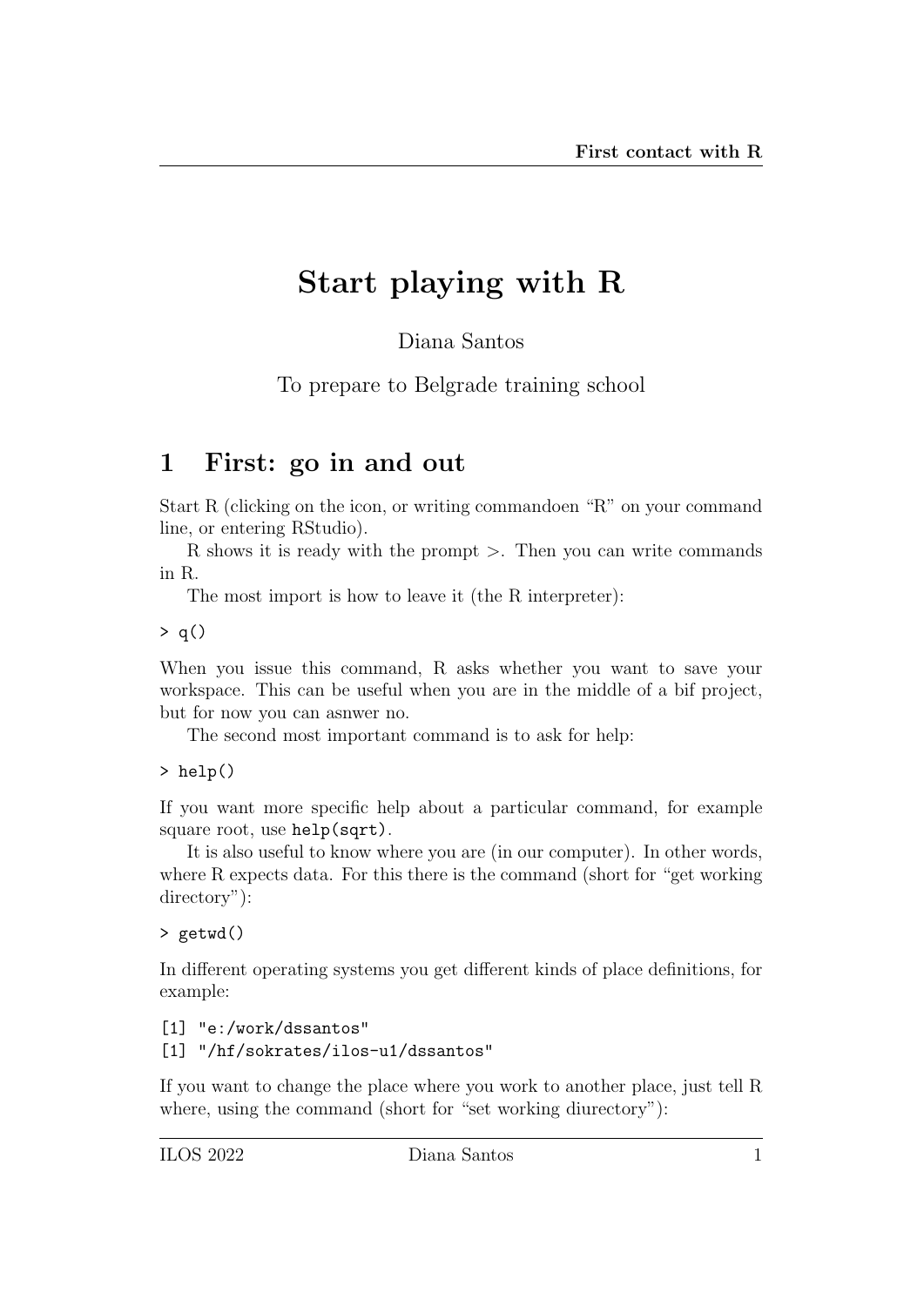# Start playing with R

Diana Santos

To prepare to Belgrade training school

## 1 First: go in and out

Start R (clicking on the icon, or writing commandoen "R" on your command line, or entering RStudio).

R shows it is ready with the prompt >. Then you can write commands in R.

The most import is how to leave it (the R interpreter):

```
> q()
```

When you issue this command, R asks whether you want to save your workspace. This can be useful when you are in the middle of a bif project, but for now you can asnwer no.

The second most important command is to ask for help:

```
> help()
```

If you want more specific help about a particular command, for example square root, use `help(sqrt)`.

It is also useful to know where you are (in our computer). In other words, where R expects data. For this there is the command (short for "get working directory"):

```
> getwd()
```

In different operating systems you get different kinds of place definitions, for example:

```
[1] "e:/work/dssantos"
[1] "/hf/sokrates/ilos-u1/dssantos"
```

If you want to change the place where you work to another place, just tell R where, using the command (short for "set working diurectory"):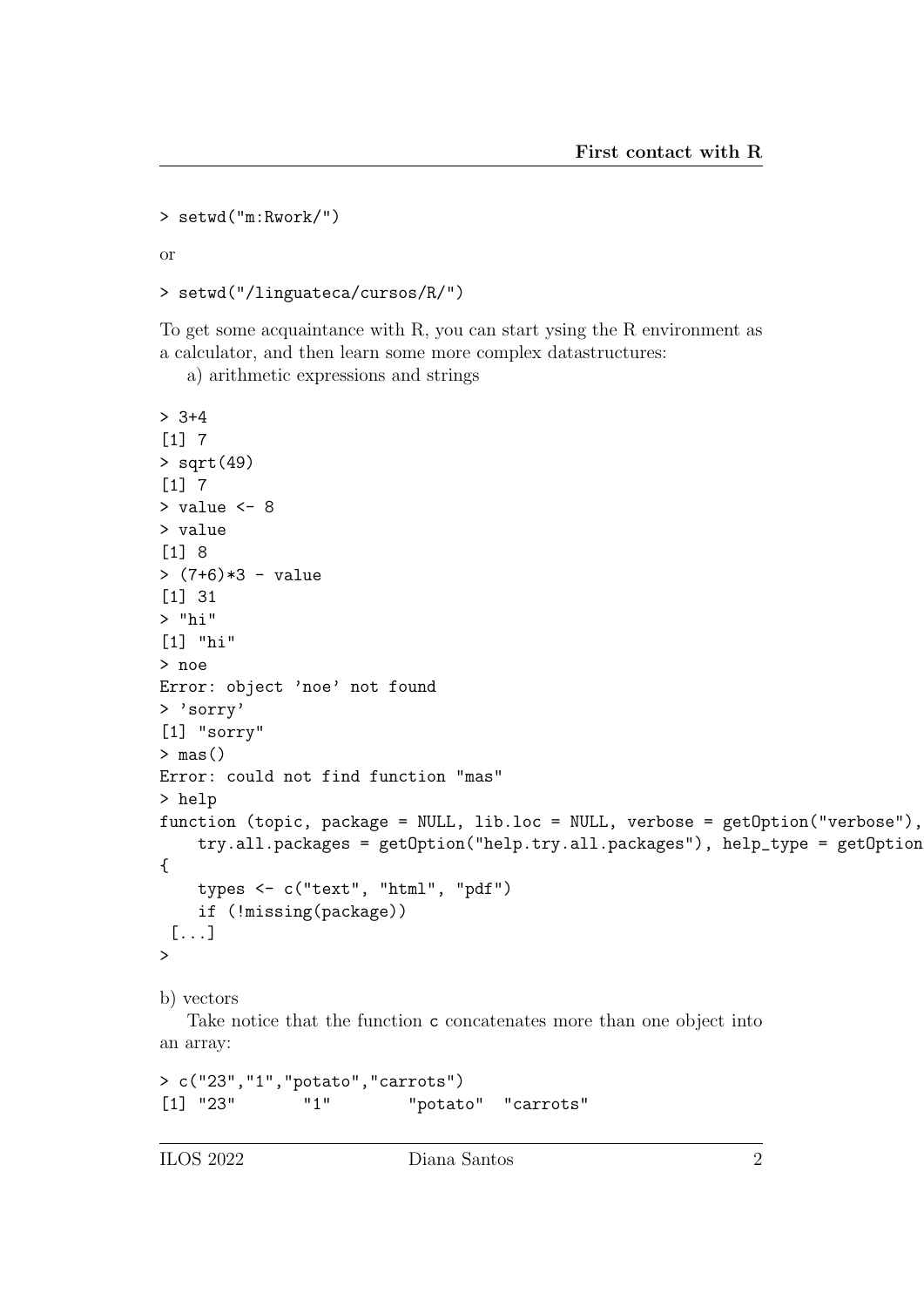```
> setwd("m:Rwork/")
```

or

```
> setwd("/linguateca/cursos/R/")
```

To get some acquaintance with R, you can start ysing the R environment as a calculator, and then learn some more complex datastructures:

a) arithmetic expressions and strings

```
> 3+4
[1] 7
> sqrt(49)
[1] 7
> value <- 8
> value
[1] 8
> (7+6)*3 - value
[1] 31
> "hi"
[1] "hi"
> noe
Error: object 'noe' not found
> 'sorry'
[1] "sorry"
> mas()
Error: could not find function "mas"
> help
function (topic, package = NULL, lib.loc = NULL, verbose = getOption("verbose"),
    try.all.packages = getOption("help.try.all.packages"), help_type = getOption
{
    types <- c("text", "html", "pdf")
    if (!missing(package))
 [...]
>
```

b) vectors

Take notice that the function `c` concatenates more than one object into an array:

```
> c("23","1","potato","carrots")
[1] "23"       "1"        "potato"  "carrots"
```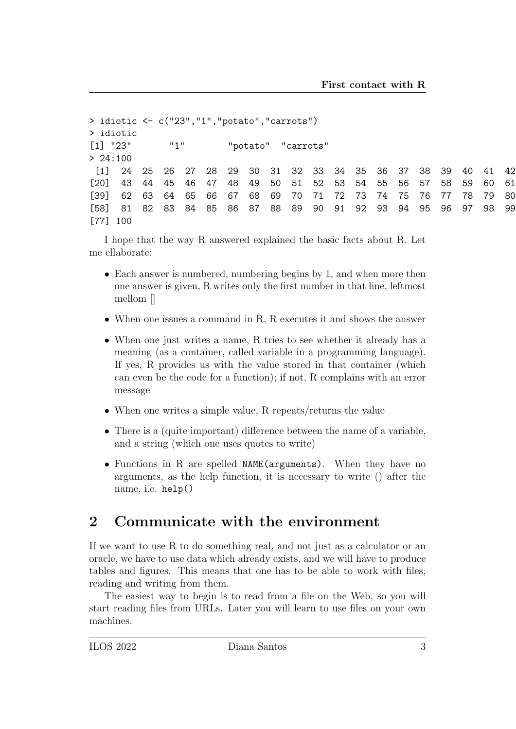```
> idiotic <- c("23","1","potato","carrots")
> idiotic
[1] "23"      "1"       "potato"  "carrots"
> 24:100
 [1]  24  25  26  27  28  29  30  31  32  33  34  35  36  37  38  39  40  41  42
[20]  43  44  45  46  47  48  49  50  51  52  53  54  55  56  57  58  59  60  61
[39]  62  63  64  65  66  67  68  69  70  71  72  73  74  75  76  77  78  79  80
[58]  81  82  83  84  85  86  87  88  89  90  91  92  93  94  95  96  97  98  99
[77] 100
```

I hope that the way R answered explained the basic facts about R. Let me ellaborate:

- Each answer is numbered, numbering begins by 1, and when more then one answer is given, R writes only the first number in that line, leftmost mellom []
- When one issues a command in R, R executes it and shows the answer
- When one just writes a name, R tries to see whether it already has a meaning (as a container, called variable in a programming language). If yes, R provides us with the value stored in that container (which can even be the code for a function); if not, R complains with an error message
- When one writes a simple value, R repeats/returns the value
- There is a (quite important) difference between the name of a variable, and a string (which one uses quotes to write)
- Functions in R are spelled `NAME(arguments)`. When they have no arguments, as the help function, it is necessary to write () after the name, i.e. `help()`

## 2 Communicate with the environment

If we want to use R to do something real, and not just as a calculator or an oracle, we have to use data which already exists, and we will have to produce tables and figures. This means that one has to be able to work with files, reading and writing from them.

The easiest way to begin is to read from a file on the Web, so you will start reading files from URLs. Later you will learn to use files on your own machines.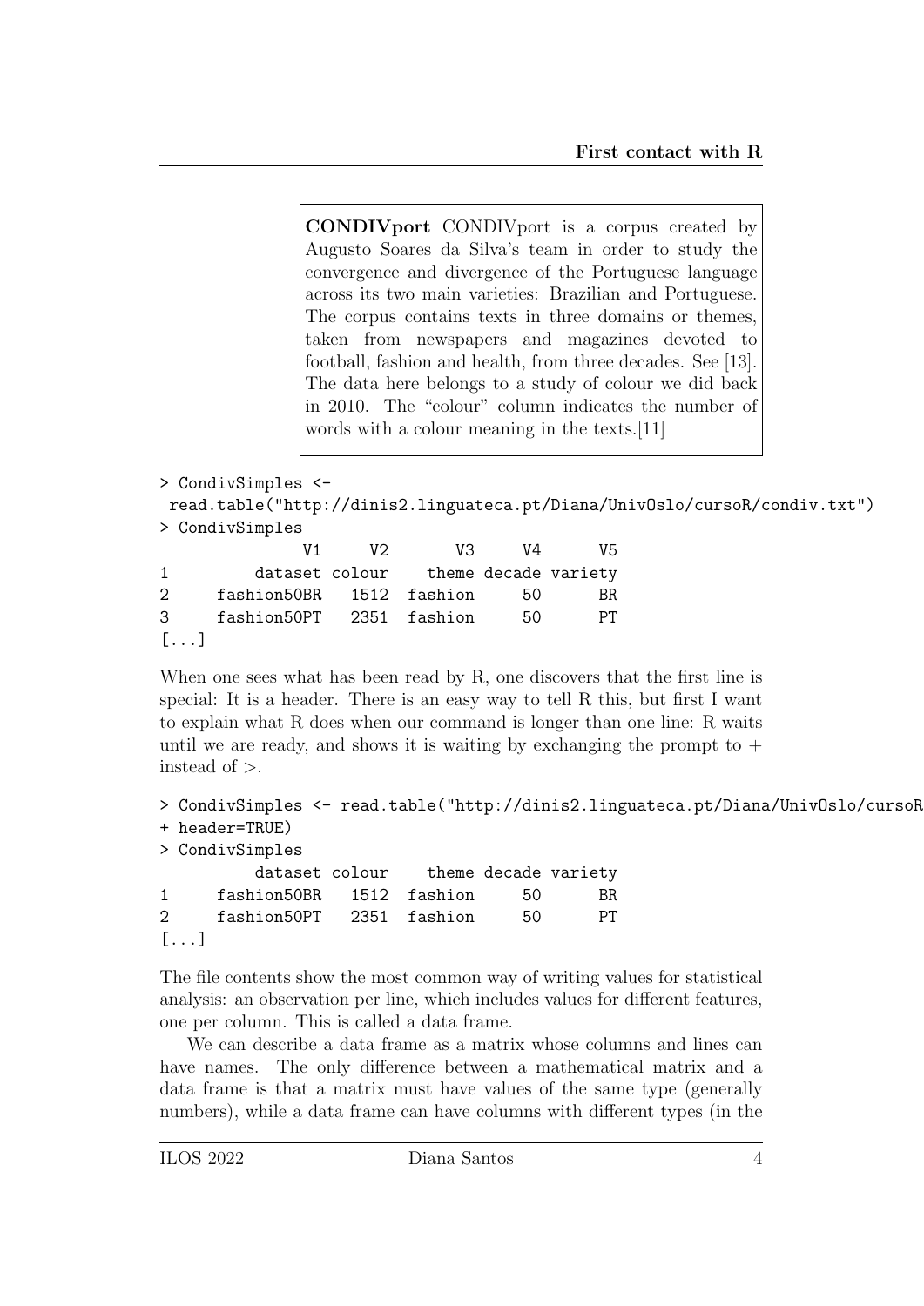> **CONDIVport** CONDIVport is a corpus created by Augusto Soares da Silva's team in order to study the convergence and divergence of the Portuguese language across its two main varieties: Brazilian and Portuguese. The corpus contains texts in three domains or themes, taken from newspapers and magazines devoted to football, fashion and health, from three decades. See [13]. The data here belongs to a study of colour we did back in 2010. The "colour" column indicates the number of words with a colour meaning in the texts.[11]

```
> CondivSimples <-
 read.table("http://dinis2.linguateca.pt/Diana/UnivOslo/cursoR/condiv.txt")
> CondivSimples
            V1     V2      V3     V4      V5
1        dataset colour    theme decade variety
2    fashion50BR   1512  fashion     50      BR
3    fashion50PT   2351  fashion     50      PT
[...]
```

When one sees what has been read by R, one discovers that the first line is special: It is a header. There is an easy way to tell R this, but first I want to explain what R does when our command is longer than one line: R waits until we are ready, and shows it is waiting by exchanging the prompt to + instead of >.

```
> CondivSimples <- read.table("http://dinis2.linguateca.pt/Diana/UnivOslo/cursoR
+ header=TRUE)
> CondivSimples
        dataset colour    theme decade variety
1    fashion50BR   1512  fashion     50      BR
2    fashion50PT   2351  fashion     50      PT
[...]
```

The file contents show the most common way of writing values for statistical analysis: an observation per line, which includes values for different features, one per column. This is called a data frame.

We can describe a data frame as a matrix whose columns and lines can have names. The only difference between a mathematical matrix and a data frame is that a matrix must have values of the same type (generally numbers), while a data frame can have columns with different types (in the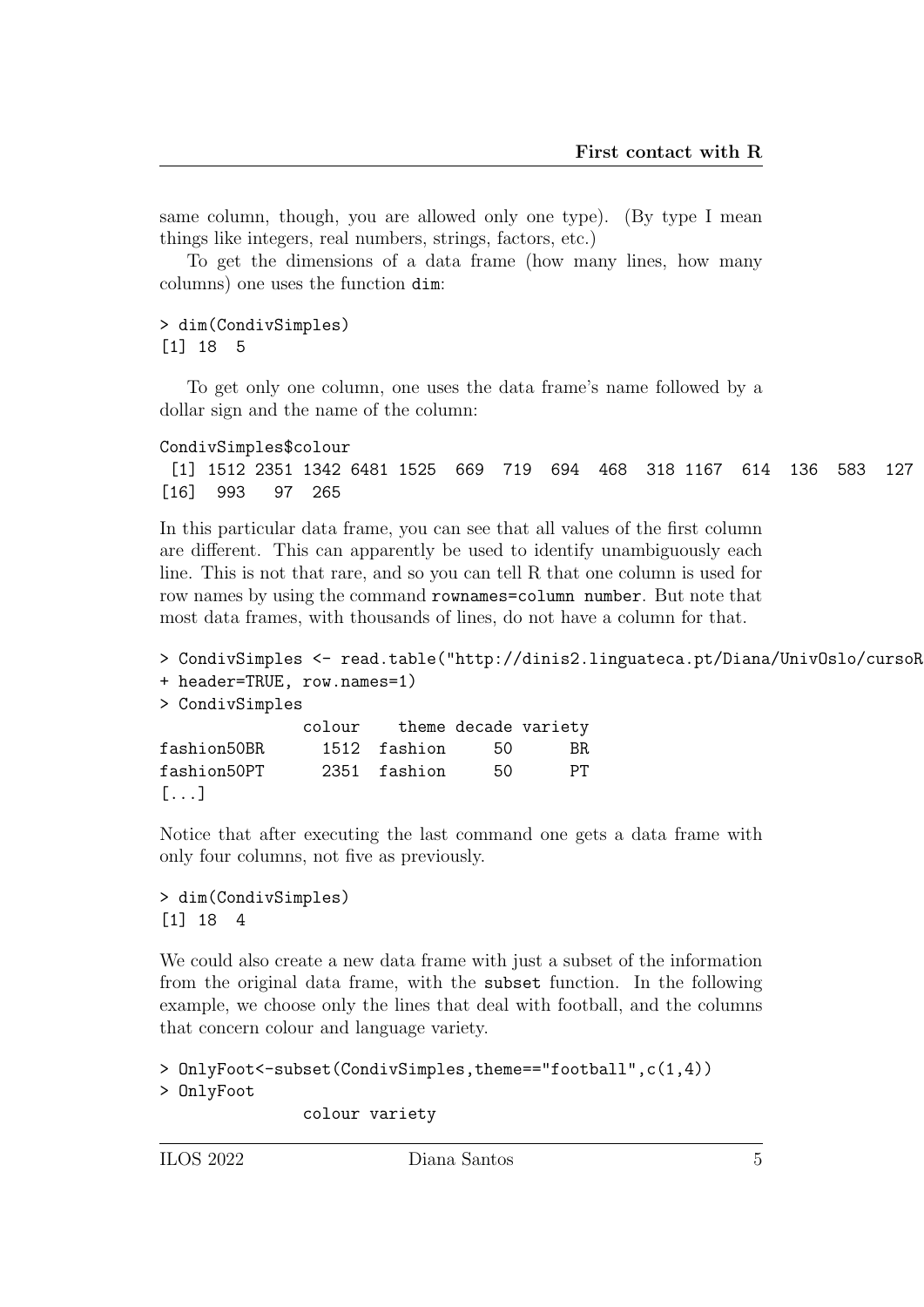same column, though, you are allowed only one type). (By type I mean things like integers, real numbers, strings, factors, etc.)

To get the dimensions of a data frame (how many lines, how many columns) one uses the function dim:

```
> dim(CondivSimples)
[1] 18  5
```

To get only one column, one uses the data frame's name followed by a dollar sign and the name of the column:

```
CondivSimples$colour
 [1] 1512 2351 1342 6481 1525  669  719  694  468  318 1167  614  136  583  127
[16]  993   97  265
```

In this particular data frame, you can see that all values of the first column are different. This can apparently be used to identify unambiguously each line. This is not that rare, and so you can tell R that one column is used for row names by using the command rownames=column number. But note that most data frames, with thousands of lines, do not have a column for that.

```
> CondivSimples <- read.table("http://dinis2.linguateca.pt/Diana/UnivOslo/cursoR
+ header=TRUE, row.names=1)
> CondivSimples
             colour   theme decade variety
fashion50BR    1512 fashion     50      BR
fashion50PT    2351 fashion     50      PT
[...]
```

Notice that after executing the last command one gets a data frame with only four columns, not five as previously.

```
> dim(CondivSimples)
[1] 18  4
```

We could also create a new data frame with just a subset of the information from the original data frame, with the subset function. In the following example, we choose only the lines that deal with football, and the columns that concern colour and language variety.

```
> OnlyFoot<-subset(CondivSimples,theme=="football",c(1,4))
> OnlyFoot
             colour variety
```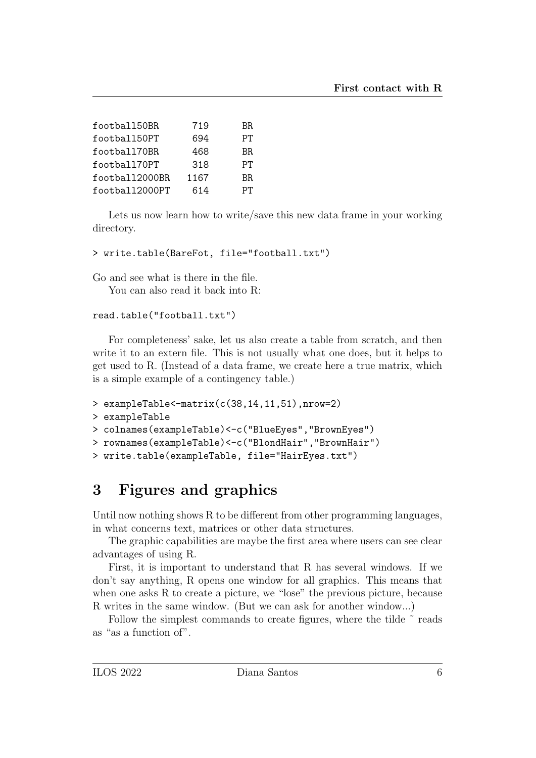```
football50BR      719      BR
football50PT      694      PT
football70BR      468      BR
football70PT      318      PT
football2000BR   1167      BR
football2000PT    614      PT
```

Lets us now learn how to write/save this new data frame in your working directory.

```
> write.table(BareFot, file="football.txt")
```

Go and see what is there in the file.

You can also read it back into R:

```
read.table("football.txt")
```

For completeness' sake, let us also create a table from scratch, and then write it to an extern file. This is not usually what one does, but it helps to get used to R. (Instead of a data frame, we create here a true matrix, which is a simple example of a contingency table.)

```
> exampleTable<-matrix(c(38,14,11,51),nrow=2)
> exampleTable
> colnames(exampleTable)<-c("BlueEyes","BrownEyes")
> rownames(exampleTable)<-c("BlondHair","BrownHair")
> write.table(exampleTable, file="HairEyes.txt")
```

# 3 Figures and graphics

Until now nothing shows R to be different from other programming languages, in what concerns text, matrices or other data structures.

The graphic capabilities are maybe the first area where users can see clear advantages of using R.

First, it is important to understand that R has several windows. If we don't say anything, R opens one window for all graphics. This means that when one asks R to create a picture, we "lose" the previous picture, because R writes in the same window. (But we can ask for another window...)

Follow the simplest commands to create figures, where the tilde ~ reads as "as a function of".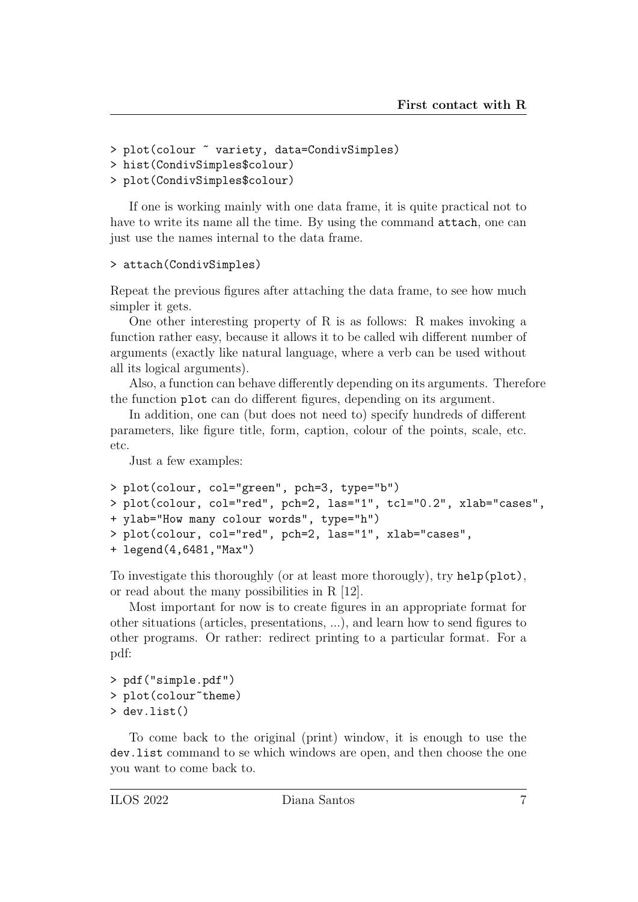```
> plot(colour ~ variety, data=CondivSimples)
> hist(CondivSimples$colour)
> plot(CondivSimples$colour)
```

If one is working mainly with one data frame, it is quite practical not to have to write its name all the time. By using the command `attach`, one can just use the names internal to the data frame.

```
> attach(CondivSimples)
```

Repeat the previous figures after attaching the data frame, to see how much simpler it gets.

One other interesting property of R is as follows: R makes invoking a function rather easy, because it allows it to be called wih different number of arguments (exactly like natural language, where a verb can be used without all its logical arguments).

Also, a function can behave differently depending on its arguments. Therefore the function `plot` can do different figures, depending on its argument.

In addition, one can (but does not need to) specify hundreds of different parameters, like figure title, form, caption, colour of the points, scale, etc. etc.

Just a few examples:

```
> plot(colour, col="green", pch=3, type="b")
> plot(colour, col="red", pch=2, las="1", tcl="0.2", xlab="cases",
+ ylab="How many colour words", type="h")
> plot(colour, col="red", pch=2, las="1", xlab="cases",
+ legend(4,6481,"Max")
```

To investigate this thoroughly (or at least more thorougly), try `help(plot)`, or read about the many possibilities in R [12].

Most important for now is to create figures in an appropriate format for other situations (articles, presentations, ...), and learn how to send figures to other programs. Or rather: redirect printing to a particular format. For a pdf:

```
> pdf("simple.pdf")
> plot(colour~theme)
> dev.list()
```

To come back to the original (print) window, it is enough to use the `dev.list` command to se which windows are open, and then choose the one you want to come back to.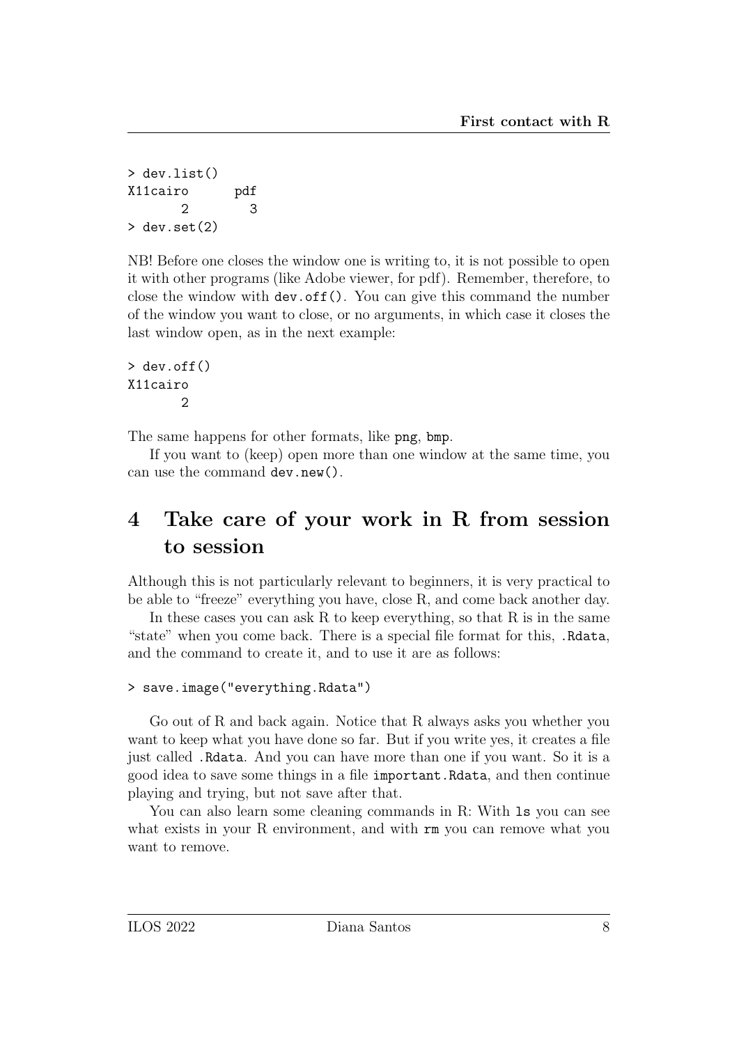```
> dev.list()
X11cairo      pdf
       2        3
> dev.set(2)
```

NB! Before one closes the window one is writing to, it is not possible to open it with other programs (like Adobe viewer, for pdf). Remember, therefore, to close the window with `dev.off()`. You can give this command the number of the window you want to close, or no arguments, in which case it closes the last window open, as in the next example:

```
> dev.off()
X11cairo
       2
```

The same happens for other formats, like `png`, `bmp`.

If you want to (keep) open more than one window at the same time, you can use the command `dev.new()`.

# 4 Take care of your work in R from session to session

Although this is not particularly relevant to beginners, it is very practical to be able to "freeze" everything you have, close R, and come back another day.

In these cases you can ask R to keep everything, so that R is in the same "state" when you come back. There is a special file format for this, `.Rdata`, and the command to create it, and to use it are as follows:

```
> save.image("everything.Rdata")
```

Go out of R and back again. Notice that R always asks you whether you want to keep what you have done so far. But if you write yes, it creates a file just called `.Rdata`. And you can have more than one if you want. So it is a good idea to save some things in a file `important.Rdata`, and then continue playing and trying, but not save after that.

You can also learn some cleaning commands in R: With `ls` you can see what exists in your R environment, and with `rm` you can remove what you want to remove.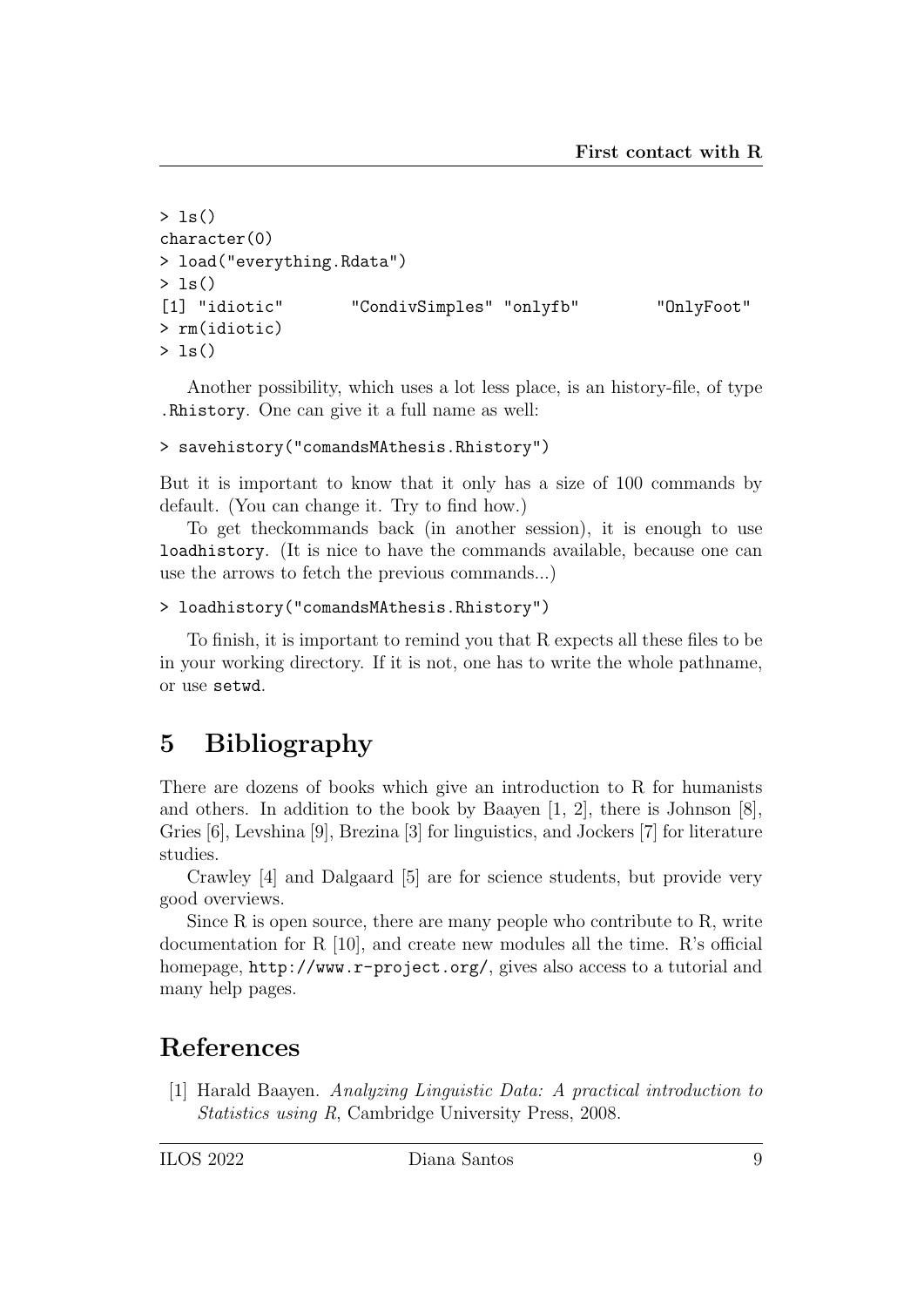```
> ls()
character(0)
> load("everything.Rdata")
> ls()
[1] "idiotic"       "CondivSimples" "onlyfb"        "OnlyFoot"
> rm(idiotic)
> ls()
```

Another possibility, which uses a lot less place, is an history-file, of type `.Rhistory`. One can give it a full name as well:

```
> savehistory("comandsMAthesis.Rhistory")
```

But it is important to know that it only has a size of 100 commands by default. (You can change it. Try to find how.)

To get theckommands back (in another session), it is enough to use `loadhistory`. (It is nice to have the commands available, because one can use the arrows to fetch the previous commands...)

```
> loadhistory("comandsMAthesis.Rhistory")
```

To finish, it is important to remind you that R expects all these files to be in your working directory. If it is not, one has to write the whole pathname, or use `setwd`.

# 5 Bibliography

There are dozens of books which give an introduction to R for humanists and others. In addition to the book by Baayen [1, 2], there is Johnson [8], Gries [6], Levshina [9], Brezina [3] for linguistics, and Jockers [7] for literature studies.

Crawley [4] and Dalgaard [5] are for science students, but provide very good overviews.

Since R is open source, there are many people who contribute to R, write documentation for R [10], and create new modules all the time. R's official homepage, `http://www.r-project.org/`, gives also access to a tutorial and many help pages.

# References

[1] Harald Baayen. *Analyzing Linguistic Data: A practical introduction to Statistics using R*, Cambridge University Press, 2008.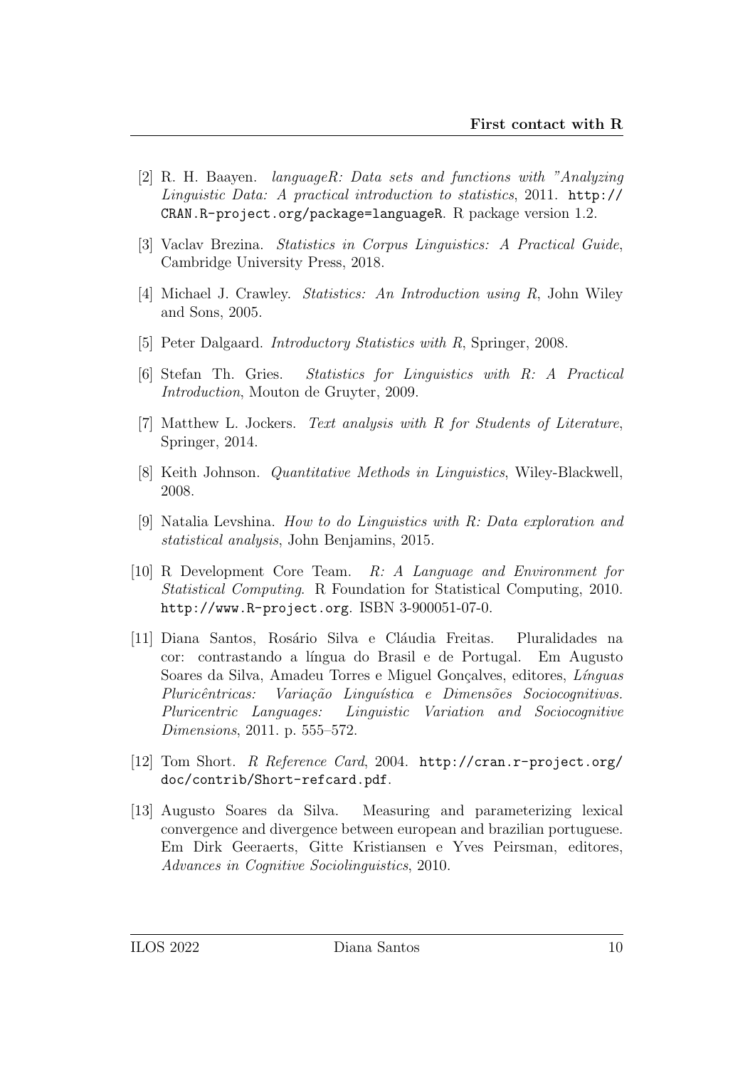[2] R. H. Baayen. *languageR: Data sets and functions with "Analyzing Linguistic Data: A practical introduction to statistics*, 2011. http://CRAN.R-project.org/package=languageR. R package version 1.2.

[3] Vaclav Brezina. *Statistics in Corpus Linguistics: A Practical Guide*, Cambridge University Press, 2018.

[4] Michael J. Crawley. *Statistics: An Introduction using R*, John Wiley and Sons, 2005.

[5] Peter Dalgaard. *Introductory Statistics with R*, Springer, 2008.

[6] Stefan Th. Gries. *Statistics for Linguistics with R: A Practical Introduction*, Mouton de Gruyter, 2009.

[7] Matthew L. Jockers. *Text analysis with R for Students of Literature*, Springer, 2014.

[8] Keith Johnson. *Quantitative Methods in Linguistics*, Wiley-Blackwell, 2008.

[9] Natalia Levshina. *How to do Linguistics with R: Data exploration and statistical analysis*, John Benjamins, 2015.

[10] R Development Core Team. *R: A Language and Environment for Statistical Computing*. R Foundation for Statistical Computing, 2010. http://www.R-project.org. ISBN 3-900051-07-0.

[11] Diana Santos, Rosário Silva e Cláudia Freitas. Pluralidades na cor: contrastando a língua do Brasil e de Portugal. Em Augusto Soares da Silva, Amadeu Torres e Miguel Gonçalves, editores, *Línguas Pluricêntricas: Variação Linguística e Dimensões Sociocognitivas. Pluricentric Languages: Linguistic Variation and Sociocognitive Dimensions*, 2011. p. 555–572.

[12] Tom Short. *R Reference Card*, 2004. http://cran.r-project.org/doc/contrib/Short-refcard.pdf.

[13] Augusto Soares da Silva. Measuring and parameterizing lexical convergence and divergence between european and brazilian portuguese. Em Dirk Geeraerts, Gitte Kristiansen e Yves Peirsman, editores, *Advances in Cognitive Sociolinguistics*, 2010.